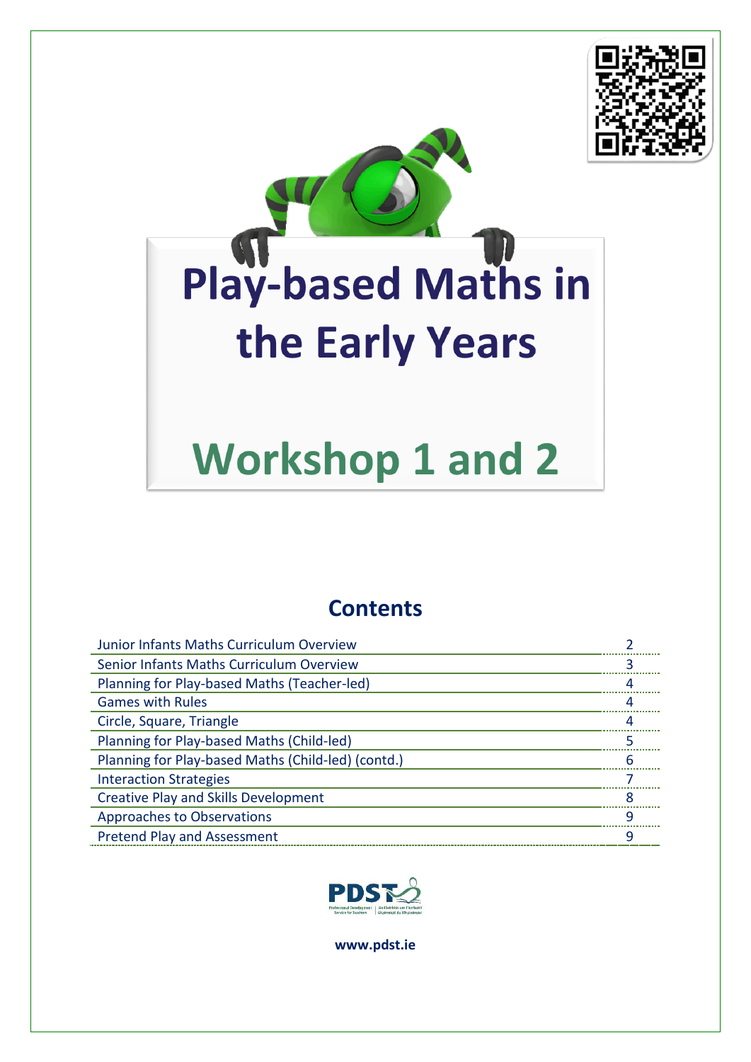# Play-based Maths in the Early Years

# Workshop 1 and 2

## Contents

| | |
|---|---|
| Junior Infants Maths Curriculum Overview | 2 |
| Senior Infants Maths Curriculum Overview | 3 |
| Planning for Play-based Maths (Teacher-led) | 4 |
| Games with Rules | 4 |
| Circle, Square, Triangle | 4 |
| Planning for Play-based Maths (Child-led) | 5 |
| Planning for Play-based Maths (Child-led) (contd.) | 6 |
| Interaction Strategies | 7 |
| Creative Play and Skills Development | 8 |
| Approaches to Observations | 9 |
| Pretend Play and Assessment | 9 |

PDST
Professional Development Service for Teachers | An tSeirbhís um Fhorbairt Ghairmiúil do Mhúinteoirí

**www.pdst.ie**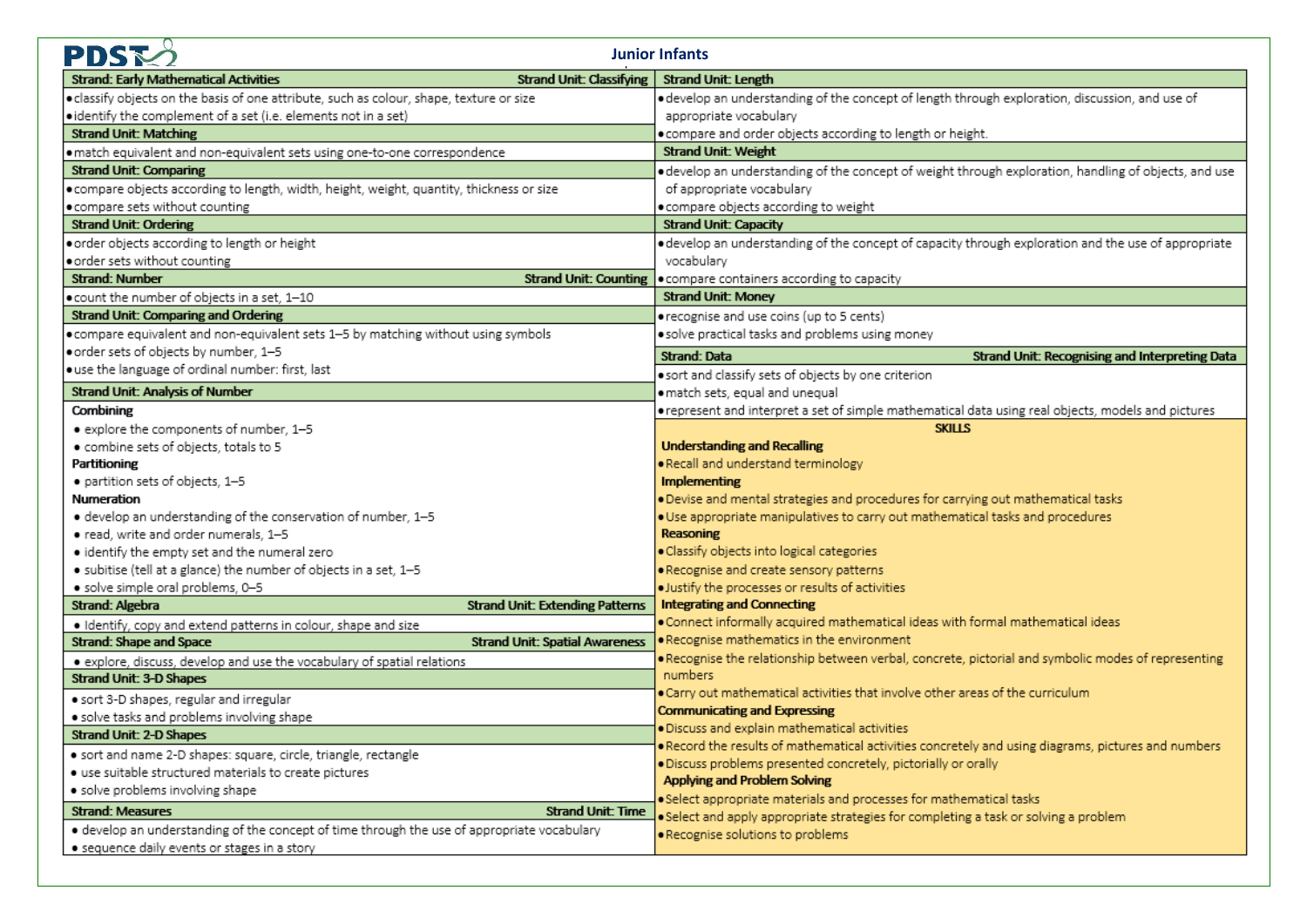# Junior Infants

**Strand: Early Mathematical Activities** — **Strand Unit: Classifying**
- classify objects on the basis of one attribute, such as colour, shape, texture or size
- identify the complement of a set (i.e. elements not in a set)

**Strand Unit: Matching**
- match equivalent and non-equivalent sets using one-to-one correspondence

**Strand Unit: Comparing**
- compare objects according to length, width, height, weight, quantity, thickness or size
- compare sets without counting

**Strand Unit: Ordering**
- order objects according to length or height
- order sets without counting

**Strand: Number** — **Strand Unit: Counting**
- count the number of objects in a set, 1–10

**Strand Unit: Comparing and Ordering**
- compare equivalent and non-equivalent sets 1–5 by matching without using symbols
- order sets of objects by number, 1–5
- use the language of ordinal number: first, last

**Strand Unit: Analysis of Number**

**Combining**
- explore the components of number, 1–5
- combine sets of objects, totals to 5

**Partitioning**
- partition sets of objects, 1–5

**Numeration**
- develop an understanding of the conservation of number, 1–5
- read, write and order numerals, 1–5
- identify the empty set and the numeral zero
- subitise (tell at a glance) the number of objects in a set, 1–5
- solve simple oral problems, 0–5

**Strand: Algebra** — **Strand Unit: Extending Patterns**
- Identify, copy and extend patterns in colour, shape and size

**Strand: Shape and Space** — **Strand Unit: Spatial Awareness**
- explore, discuss, develop and use the vocabulary of spatial relations

**Strand Unit: 3-D Shapes**
- sort 3-D shapes, regular and irregular
- solve tasks and problems involving shape

**Strand Unit: 2-D Shapes**
- sort and name 2-D shapes: square, circle, triangle, rectangle
- use suitable structured materials to create pictures
- solve problems involving shape

**Strand: Measures** — **Strand Unit: Time**
- develop an understanding of the concept of time through the use of appropriate vocabulary
- sequence daily events or stages in a story

**Strand Unit: Length**
- develop an understanding of the concept of length through exploration, discussion, and use of appropriate vocabulary
- compare and order objects according to length or height.

**Strand Unit: Weight**
- develop an understanding of the concept of weight through exploration, handling of objects, and use of appropriate vocabulary
- compare objects according to weight

**Strand Unit: Capacity**
- develop an understanding of the concept of capacity through exploration and the use of appropriate vocabulary
- compare containers according to capacity

**Strand Unit: Money**
- recognise and use coins (up to 5 cents)
- solve practical tasks and problems using money

**Strand: Data** — **Strand Unit: Recognising and Interpreting Data**
- sort and classify sets of objects by one criterion
- match sets, equal and unequal
- represent and interpret a set of simple mathematical data using real objects, models and pictures

## SKILLS

**Understanding and Recalling**
- Recall and understand terminology

**Implementing**
- Devise and mental strategies and procedures for carrying out mathematical tasks
- Use appropriate manipulatives to carry out mathematical tasks and procedures

**Reasoning**
- Classify objects into logical categories
- Recognise and create sensory patterns
- Justify the processes or results of activities

**Integrating and Connecting**
- Connect informally acquired mathematical ideas with formal mathematical ideas
- Recognise mathematics in the environment
- Recognise the relationship between verbal, concrete, pictorial and symbolic modes of representing numbers
- Carry out mathematical activities that involve other areas of the curriculum

**Communicating and Expressing**
- Discuss and explain mathematical activities
- Record the results of mathematical activities concretely and using diagrams, pictures and numbers
- Discuss problems presented concretely, pictorially or orally

**Applying and Problem Solving**
- Select appropriate materials and processes for mathematical tasks
- Select and apply appropriate strategies for completing a task or solving a problem
- Recognise solutions to problems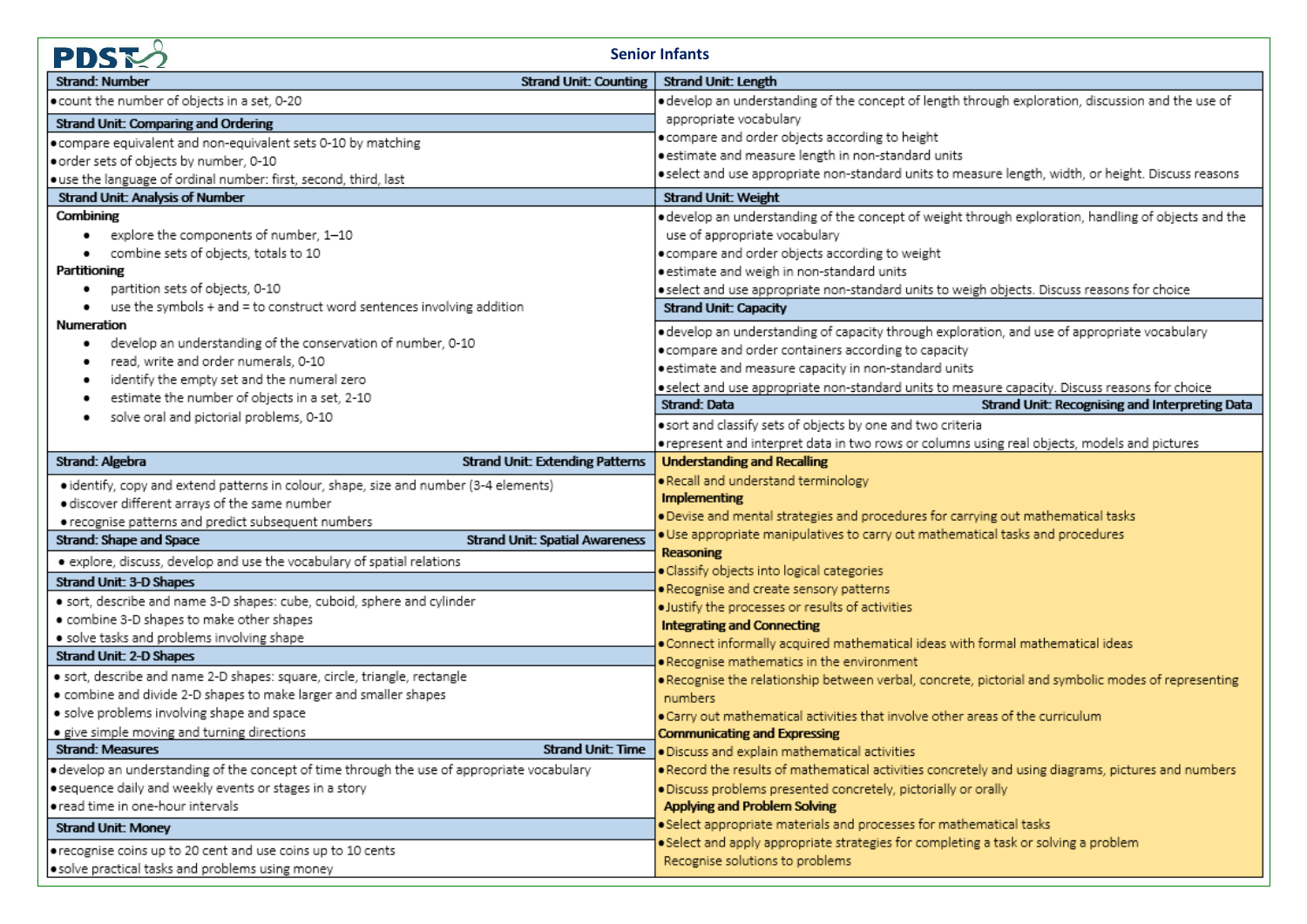# Senior Infants

## Strand: Number

**Strand Unit: Counting**

- count the number of objects in a set, 0-20

**Strand Unit: Comparing and Ordering**

- compare equivalent and non-equivalent sets 0-10 by matching
- order sets of objects by number, 0-10
- use the language of ordinal number: first, second, third, last

**Strand Unit: Analysis of Number**

**Combining**

- explore the components of number, 1–10
- combine sets of objects, totals to 10

**Partitioning**

- partition sets of objects, 0-10
- use the symbols + and = to construct word sentences involving addition

**Numeration**

- develop an understanding of the conservation of number, 0-10
- read, write and order numerals, 0-10
- identify the empty set and the numeral zero
- estimate the number of objects in a set, 2-10
- solve oral and pictorial problems, 0-10

## Strand: Algebra

**Strand Unit: Extending Patterns**

- identify, copy and extend patterns in colour, shape, size and number (3-4 elements)
- discover different arrays of the same number
- recognise patterns and predict subsequent numbers

## Strand: Shape and Space

**Strand Unit: Spatial Awareness**

- explore, discuss, develop and use the vocabulary of spatial relations

**Strand Unit: 3-D Shapes**

- sort, describe and name 3-D shapes: cube, cuboid, sphere and cylinder
- combine 3-D shapes to make other shapes
- solve tasks and problems involving shape

**Strand Unit: 2-D Shapes**

- sort, describe and name 2-D shapes: square, circle, triangle, rectangle
- combine and divide 2-D shapes to make larger and smaller shapes
- solve problems involving shape and space
- give simple moving and turning directions

## Strand: Measures

**Strand Unit: Time**

- develop an understanding of the concept of time through the use of appropriate vocabulary
- sequence daily and weekly events or stages in a story
- read time in one-hour intervals

**Strand Unit: Money**

- recognise coins up to 20 cent and use coins up to 10 cents
- solve practical tasks and problems using money

**Strand Unit: Length**

- develop an understanding of the concept of length through exploration, discussion and the use of appropriate vocabulary
- compare and order objects according to height
- estimate and measure length in non-standard units
- select and use appropriate non-standard units to measure length, width, or height. Discuss reasons

**Strand Unit: Weight**

- develop an understanding of the concept of weight through exploration, handling of objects and the use of appropriate vocabulary
- compare and order objects according to weight
- estimate and weigh in non-standard units
- select and use appropriate non-standard units to weigh objects. Discuss reasons for choice

**Strand Unit: Capacity**

- develop an understanding of capacity through exploration, and use of appropriate vocabulary
- compare and order containers according to capacity
- estimate and measure capacity in non-standard units
- select and use appropriate non-standard units to measure capacity. Discuss reasons for choice

## Strand: Data

**Strand Unit: Recognising and Interpreting Data**

- sort and classify sets of objects by one and two criteria
- represent and interpret data in two rows or columns using real objects, models and pictures

## Skills

**Understanding and Recalling**

- Recall and understand terminology

**Implementing**

- Devise and mental strategies and procedures for carrying out mathematical tasks
- Use appropriate manipulatives to carry out mathematical tasks and procedures

**Reasoning**

- Classify objects into logical categories
- Recognise and create sensory patterns
- Justify the processes or results of activities

**Integrating and Connecting**

- Connect informally acquired mathematical ideas with formal mathematical ideas
- Recognise mathematics in the environment
- Recognise the relationship between verbal, concrete, pictorial and symbolic modes of representing numbers
- Carry out mathematical activities that involve other areas of the curriculum

**Communicating and Expressing**

- Discuss and explain mathematical activities
- Record the results of mathematical activities concretely and using diagrams, pictures and numbers
- Discuss problems presented concretely, pictorially or orally

**Applying and Problem Solving**

- Select appropriate materials and processes for mathematical tasks
- Select and apply appropriate strategies for completing a task or solving a problem Recognise solutions to problems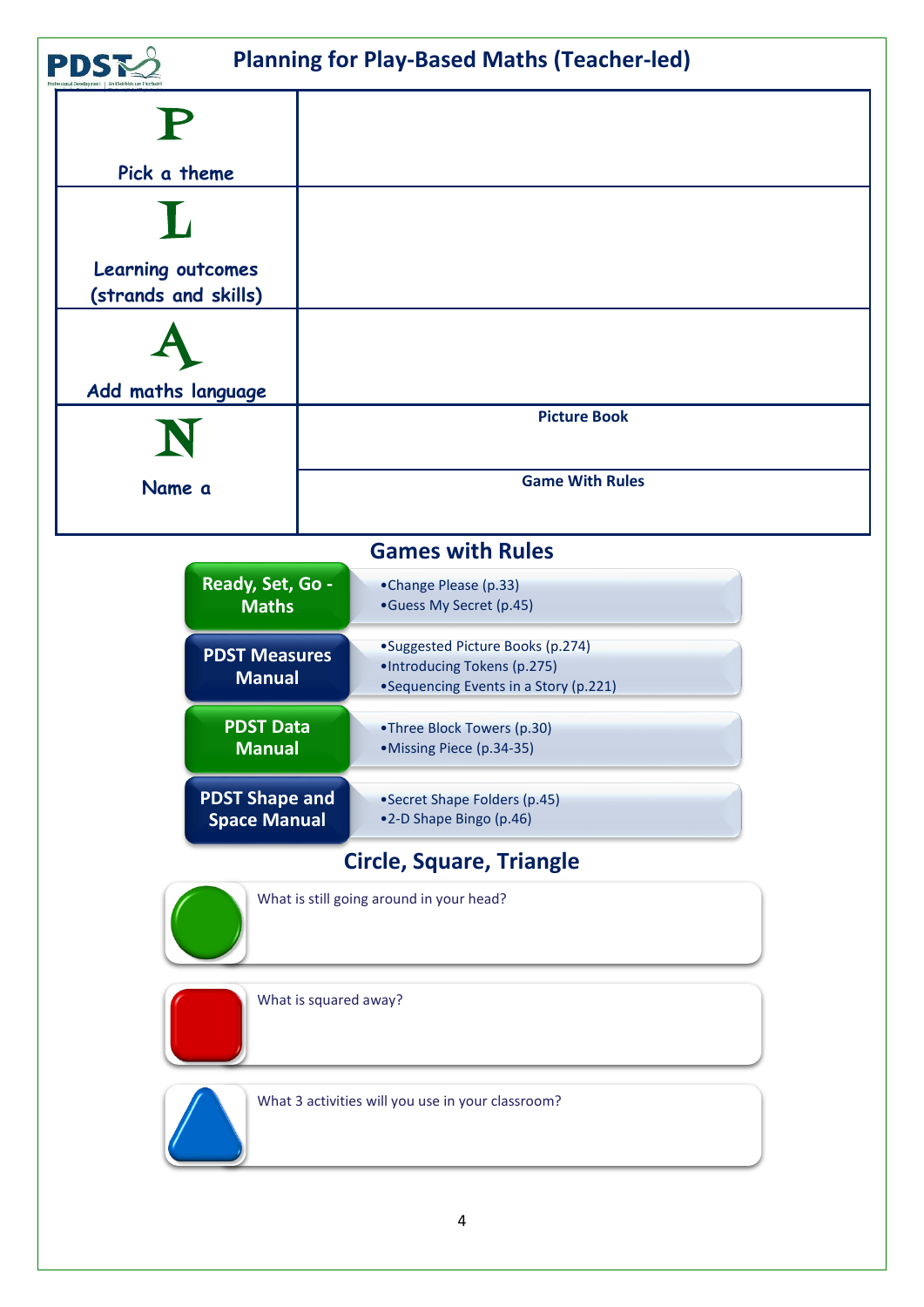# Planning for Play-Based Maths (Teacher-led)

| | |
|---|---|
| **P** Pick a theme | |
| **L** Learning outcomes (strands and skills) | |
| **A** Add maths language | |
| **N** Name a | **Picture Book** |
| | **Game With Rules** |

## Games with Rules

| | |
|---|---|
| **Ready, Set, Go - Maths** | • Change Please (p.33)<br>• Guess My Secret (p.45) |
| **PDST Measures Manual** | • Suggested Picture Books (p.274)<br>• Introducing Tokens (p.275)<br>• Sequencing Events in a Story (p.221) |
| **PDST Data Manual** | • Three Block Towers (p.30)<br>• Missing Piece (p.34-35) |
| **PDST Shape and Space Manual** | • Secret Shape Folders (p.45)<br>• 2-D Shape Bingo (p.46) |

## Circle, Square, Triangle

What is still going around in your head?

What is squared away?

What 3 activities will you use in your classroom?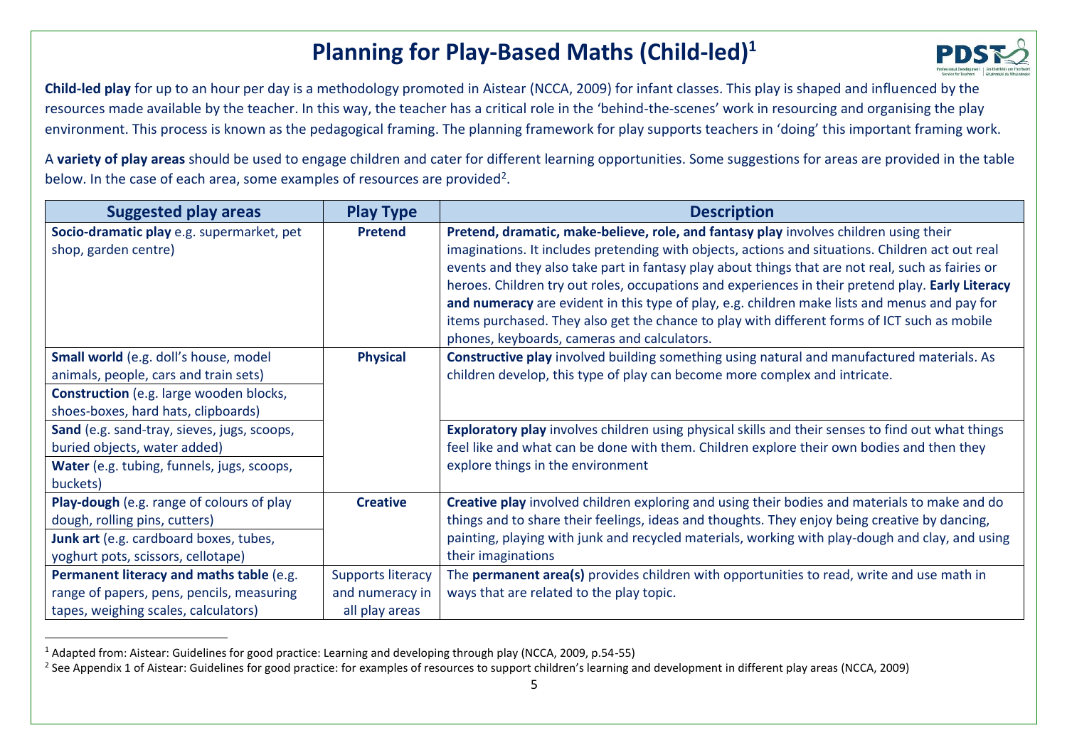# Planning for Play-Based Maths (Child-led)[1]

**Child-led play** for up to an hour per day is a methodology promoted in Aistear (NCCA, 2009) for infant classes. This play is shaped and influenced by the resources made available by the teacher. In this way, the teacher has a critical role in the 'behind-the-scenes' work in resourcing and organising the play environment. This process is known as the pedagogical framing. The planning framework for play supports teachers in 'doing' this important framing work.

A **variety of play areas** should be used to engage children and cater for different learning opportunities. Some suggestions for areas are provided in the table below. In the case of each area, some examples of resources are provided[2].

| Suggested play areas | Play Type | Description |
|---|---|---|
| **Socio-dramatic play** e.g. supermarket, pet shop, garden centre) | **Pretend** | **Pretend, dramatic, make-believe, role, and fantasy play** involves children using their imaginations. It includes pretending with objects, actions and situations. Children act out real events and they also take part in fantasy play about things that are not real, such as fairies or heroes. Children try out roles, occupations and experiences in their pretend play. **Early Literacy and numeracy** are evident in this type of play, e.g. children make lists and menus and pay for items purchased. They also get the chance to play with different forms of ICT such as mobile phones, keyboards, cameras and calculators. |
| **Small world** (e.g. doll's house, model animals, people, cars and train sets) | **Physical** | **Constructive play** involved building something using natural and manufactured materials. As children develop, this type of play can become more complex and intricate. |
| **Construction** (e.g. large wooden blocks, shoes-boxes, hard hats, clipboards) | | |
| **Sand** (e.g. sand-tray, sieves, jugs, scoops, buried objects, water added) | | **Exploratory play** involves children using physical skills and their senses to find out what things feel like and what can be done with them. Children explore their own bodies and then they explore things in the environment |
| **Water** (e.g. tubing, funnels, jugs, scoops, buckets) | | |
| **Play-dough** (e.g. range of colours of play dough, rolling pins, cutters) | **Creative** | **Creative play** involved children exploring and using their bodies and materials to make and do things and to share their feelings, ideas and thoughts. They enjoy being creative by dancing, painting, playing with junk and recycled materials, working with play-dough and clay, and using their imaginations |
| **Junk art** (e.g. cardboard boxes, tubes, yoghurt pots, scissors, cellotape) | | |
| **Permanent literacy and maths table** (e.g. range of papers, pens, pencils, measuring tapes, weighing scales, calculators) | Supports literacy and numeracy in all play areas | The **permanent area(s)** provides children with opportunities to read, write and use math in ways that are related to the play topic. |

[1] Adapted from: Aistear: Guidelines for good practice: Learning and developing through play (NCCA, 2009, p.54-55)

[2] See Appendix 1 of Aistear: Guidelines for good practice: for examples of resources to support children's learning and development in different play areas (NCCA, 2009)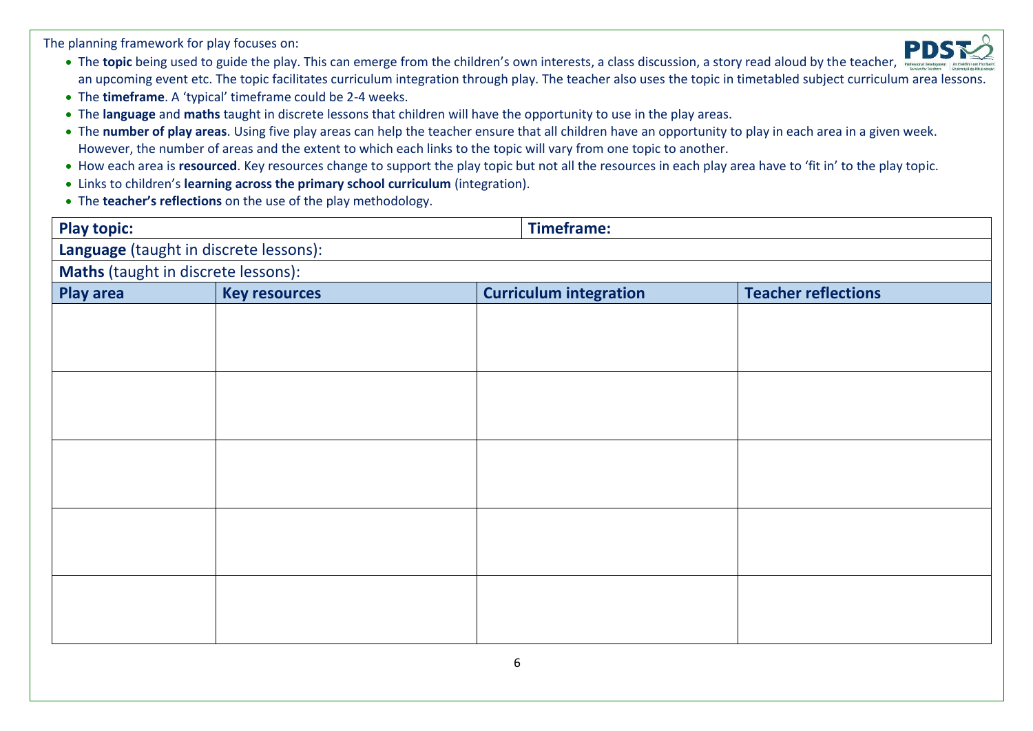The planning framework for play focuses on:

- The **topic** being used to guide the play. This can emerge from the children's own interests, a class discussion, a story read aloud by the teacher, an upcoming event etc. The topic facilitates curriculum integration through play. The teacher also uses the topic in timetabled subject curriculum area lessons.
- The **timeframe**. A 'typical' timeframe could be 2-4 weeks.
- The **language** and **maths** taught in discrete lessons that children will have the opportunity to use in the play areas.
- The **number of play areas**. Using five play areas can help the teacher ensure that all children have an opportunity to play in each area in a given week. However, the number of areas and the extent to which each links to the topic will vary from one topic to another.
- How each area is **resourced**. Key resources change to support the play topic but not all the resources in each play area have to 'fit in' to the play topic.
- Links to children's **learning across the primary school curriculum** (integration).
- The **teacher's reflections** on the use of the play methodology.

| **Play topic:** | | **Timeframe:** | |
|---|---|---|---|
| **Language** (taught in discrete lessons): | | | |
| **Maths** (taught in discrete lessons): | | | |
| **Play area** | **Key resources** | **Curriculum integration** | **Teacher reflections** |
| | | | |
| | | | |
| | | | |
| | | | |
| | | | |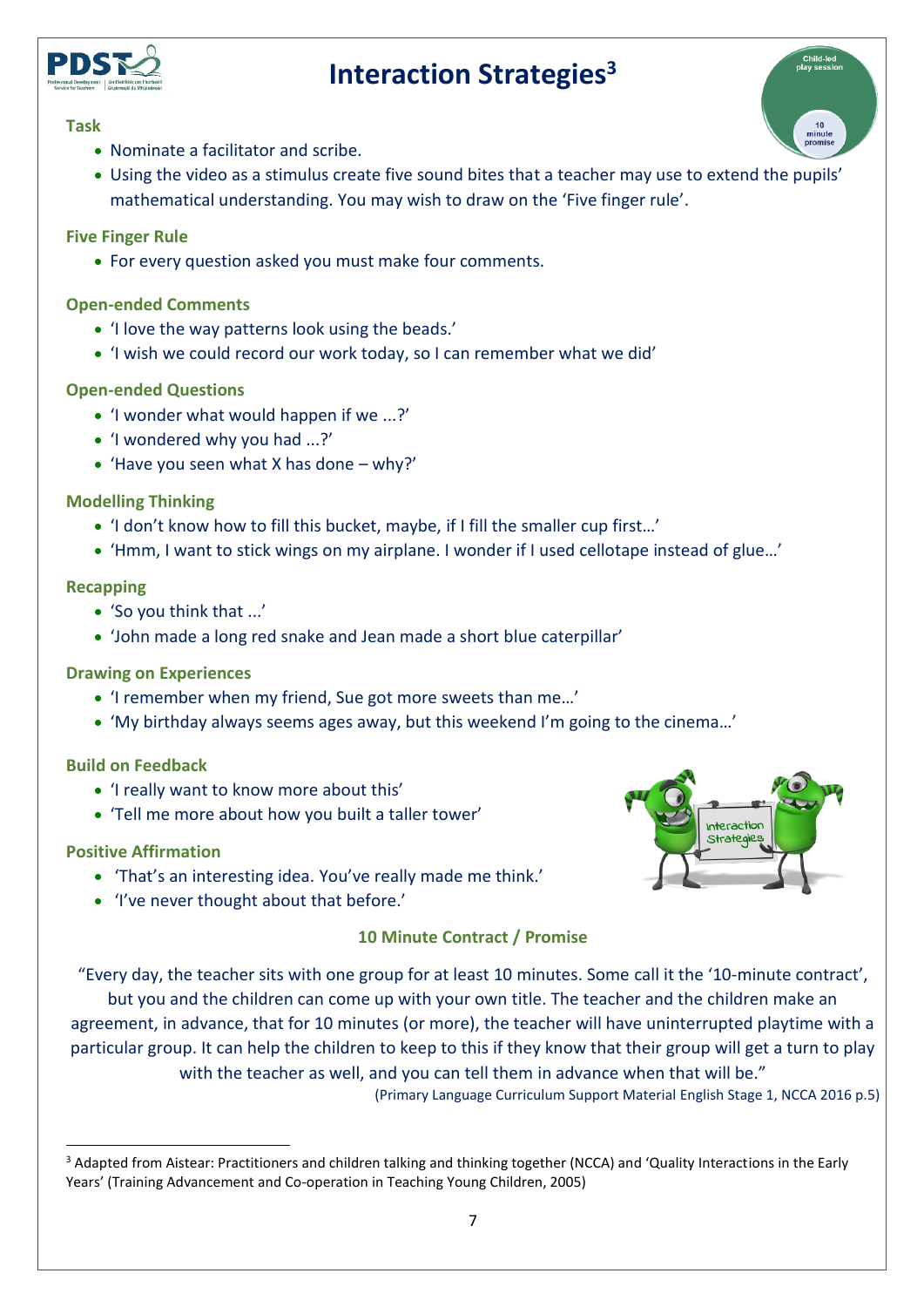# Interaction Strategies[3]

### Task

- Nominate a facilitator and scribe.
- Using the video as a stimulus create five sound bites that a teacher may use to extend the pupils' mathematical understanding. You may wish to draw on the 'Five finger rule'.

### Five Finger Rule

- For every question asked you must make four comments.

### Open-ended Comments

- 'I love the way patterns look using the beads.'
- 'I wish we could record our work today, so I can remember what we did'

### Open-ended Questions

- 'I wonder what would happen if we ...?'
- 'I wondered why you had ...?'
- 'Have you seen what X has done – why?'

### Modelling Thinking

- 'I don't know how to fill this bucket, maybe, if I fill the smaller cup first…'
- 'Hmm, I want to stick wings on my airplane. I wonder if I used cellotape instead of glue…'

### Recapping

- 'So you think that ...'
- 'John made a long red snake and Jean made a short blue caterpillar'

### Drawing on Experiences

- 'I remember when my friend, Sue got more sweets than me…'
- 'My birthday always seems ages away, but this weekend I'm going to the cinema…'

### Build on Feedback

- 'I really want to know more about this'
- 'Tell me more about how you built a taller tower'

### Positive Affirmation

- 'That's an interesting idea. You've really made me think.'
- 'I've never thought about that before.'

### 10 Minute Contract / Promise

"Every day, the teacher sits with one group for at least 10 minutes. Some call it the '10-minute contract', but you and the children can come up with your own title. The teacher and the children make an agreement, in advance, that for 10 minutes (or more), the teacher will have uninterrupted playtime with a particular group. It can help the children to keep to this if they know that their group will get a turn to play with the teacher as well, and you can tell them in advance when that will be."

(Primary Language Curriculum Support Material English Stage 1, NCCA 2016 p.5)

---

[3] Adapted from Aistear: Practitioners and children talking and thinking together (NCCA) and 'Quality Interactions in the Early Years' (Training Advancement and Co-operation in Teaching Young Children, 2005)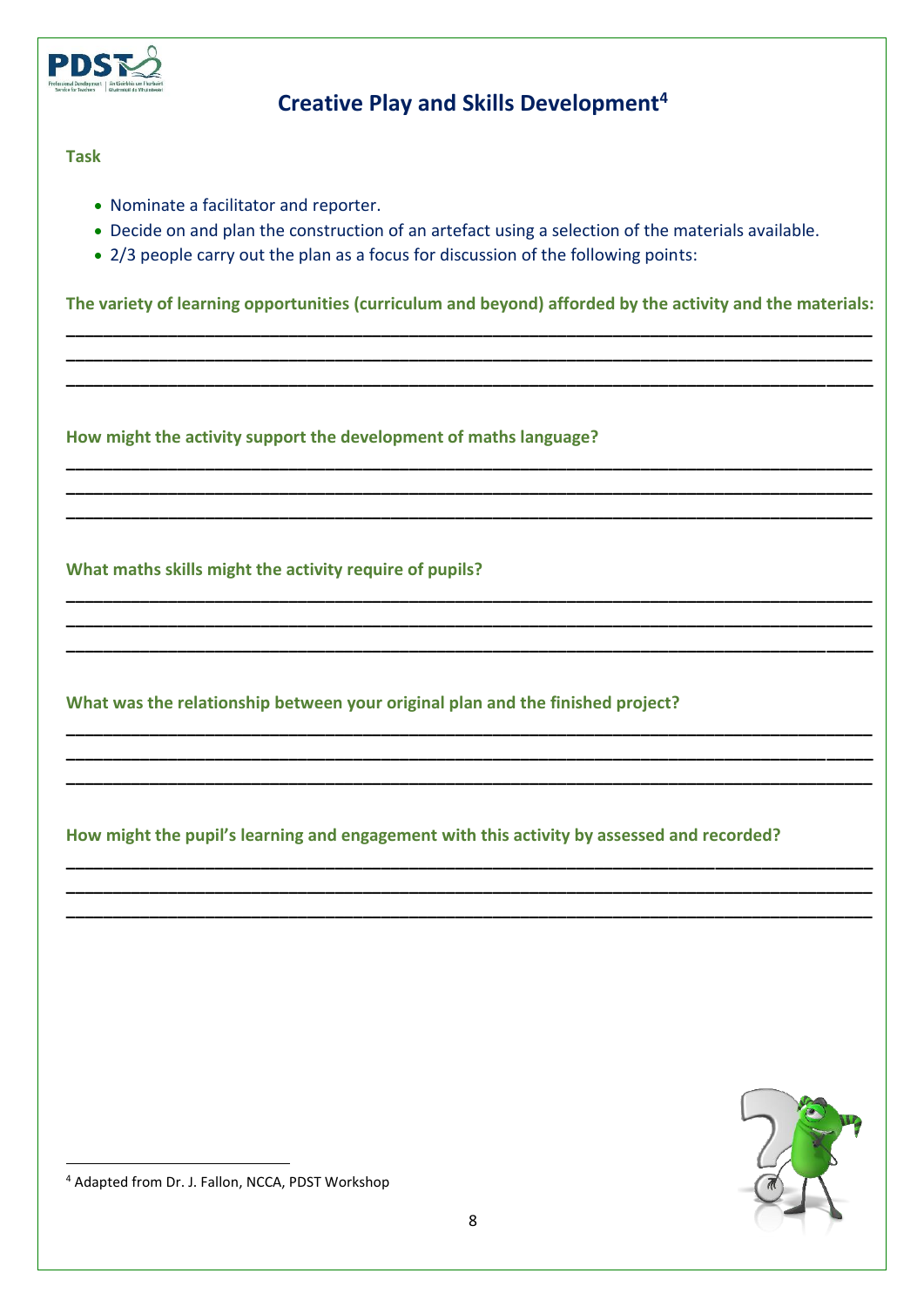# Creative Play and Skills Development[4]

**Task**

- Nominate a facilitator and reporter.
- Decide on and plan the construction of an artefact using a selection of the materials available.
- 2/3 people carry out the plan as a focus for discussion of the following points:

**The variety of learning opportunities (curriculum and beyond) afforded by the activity and the materials:**

______________________________________________________________________________

______________________________________________________________________________

______________________________________________________________________________

**How might the activity support the development of maths language?**

______________________________________________________________________________

______________________________________________________________________________

______________________________________________________________________________

**What maths skills might the activity require of pupils?**

______________________________________________________________________________

______________________________________________________________________________

______________________________________________________________________________

**What was the relationship between your original plan and the finished project?**

______________________________________________________________________________

______________________________________________________________________________

______________________________________________________________________________

**How might the pupil's learning and engagement with this activity by assessed and recorded?**

______________________________________________________________________________

______________________________________________________________________________

______________________________________________________________________________

[4] Adapted from Dr. J. Fallon, NCCA, PDST Workshop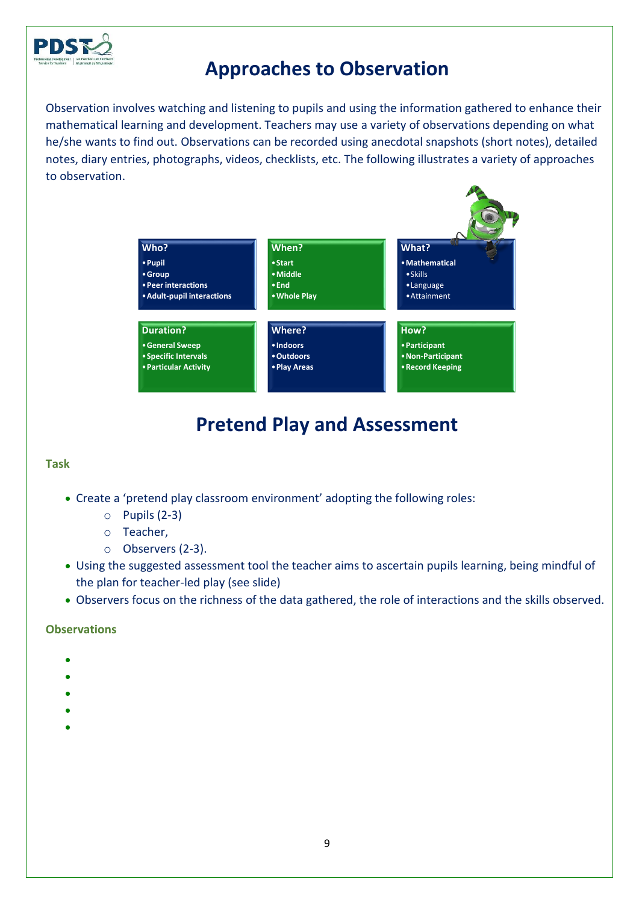# Approaches to Observation

Observation involves watching and listening to pupils and using the information gathered to enhance their mathematical learning and development. Teachers may use a variety of observations depending on what he/she wants to find out. Observations can be recorded using anecdotal snapshots (short notes), detailed notes, diary entries, photographs, videos, checklists, etc. The following illustrates a variety of approaches to observation.

**Who?**
- Pupil
- Group
- Peer interactions
- Adult-pupil interactions

**When?**
- Start
- Middle
- End
- Whole Play

**What?**
- Mathematical
  - Skills
  - Language
  - Attainment

**Duration?**
- General Sweep
- Specific Intervals
- Particular Activity

**Where?**
- Indoors
- Outdoors
- Play Areas

**How?**
- Participant
- Non-Participant
- Record Keeping

# Pretend Play and Assessment

### Task

- Create a 'pretend play classroom environment' adopting the following roles:
  - Pupils (2-3)
  - Teacher,
  - Observers (2-3).
- Using the suggested assessment tool the teacher aims to ascertain pupils learning, being mindful of the plan for teacher-led play (see slide)
- Observers focus on the richness of the data gathered, the role of interactions and the skills observed.

### Observations

- 
- 
- 
- 
-